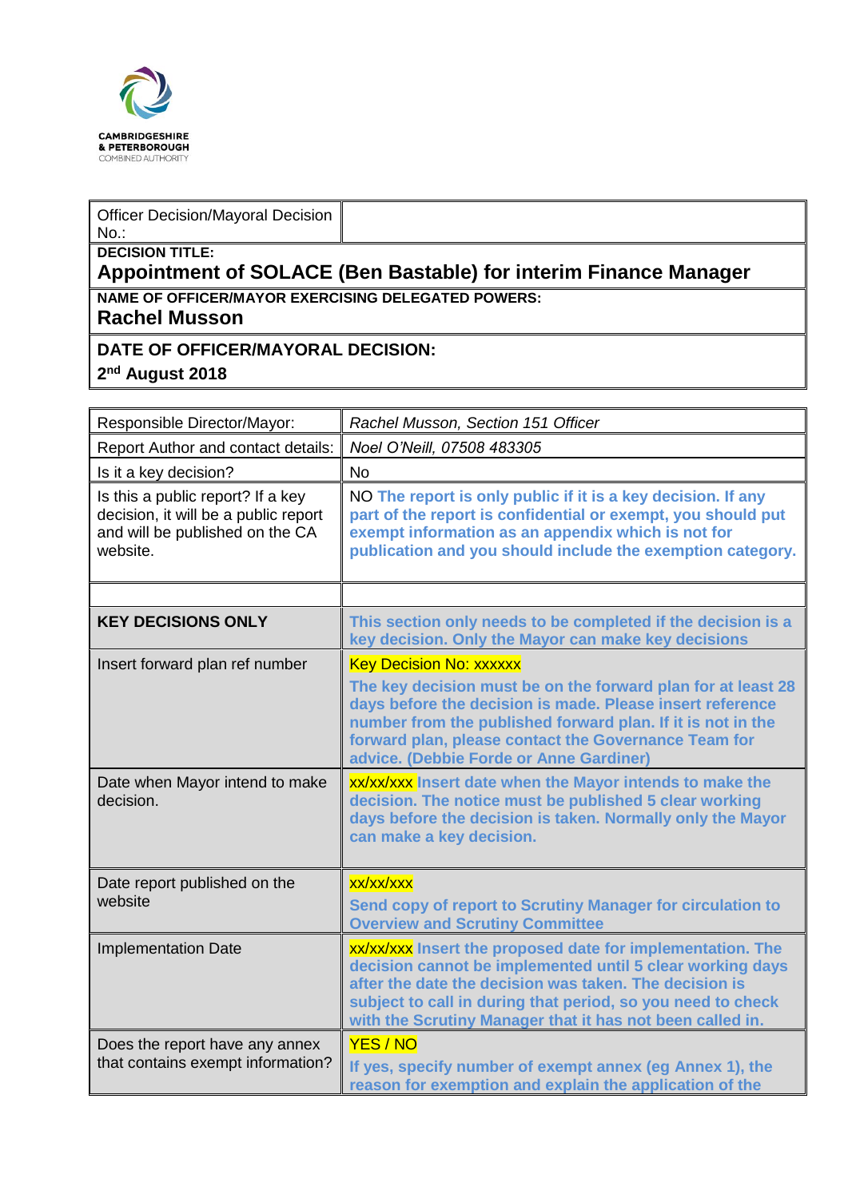CAMBRIDGESHIRE
& PETERBOROUGH
COMBINED AUTHORITY

| Officer Decision/Mayoral Decision No.: | |
|---|---|

**DECISION TITLE:**

## Appointment of SOLACE (Ben Bastable) for interim Finance Manager

**NAME OF OFFICER/MAYOR EXERCISING DELEGATED POWERS:**

**Rachel Musson**

**DATE OF OFFICER/MAYORAL DECISION:**

**2nd August 2018**

| Responsible Director/Mayor: | *Rachel Musson, Section 151 Officer* |
|---|---|
| Report Author and contact details: | *Noel O'Neill, 07508 483305* |
| Is it a key decision? | No |
| Is this a public report? If a key decision, it will be a public report and will be published on the CA website. | NO **The report is only public if it is a key decision. If any part of the report is confidential or exempt, you should put exempt information as an appendix which is not for publication and you should include the exemption category.** |
| | |
| **KEY DECISIONS ONLY** | **This section only needs to be completed if the decision is a key decision. Only the Mayor can make key decisions** |
| Insert forward plan ref number | Key Decision No: xxxxxx **The key decision must be on the forward plan for at least 28 days before the decision is made. Please insert reference number from the published forward plan. If it is not in the forward plan, please contact the Governance Team for advice. (Debbie Forde or Anne Gardiner)** |
| Date when Mayor intend to make decision. | xx/xx/xxx **Insert date when the Mayor intends to make the decision. The notice must be published 5 clear working days before the decision is taken. Normally only the Mayor can make a key decision.** |
| Date report published on the website | xx/xx/xxx **Send copy of report to Scrutiny Manager for circulation to Overview and Scrutiny Committee** |
| Implementation Date | xx/xx/xxx **Insert the proposed date for implementation. The decision cannot be implemented until 5 clear working days after the date the decision was taken. The decision is subject to call in during that period, so you need to check with the Scrutiny Manager that it has not been called in.** |
| Does the report have any annex that contains exempt information? | YES / NO **If yes, specify number of exempt annex (eg Annex 1), the reason for exemption and explain the application of the** |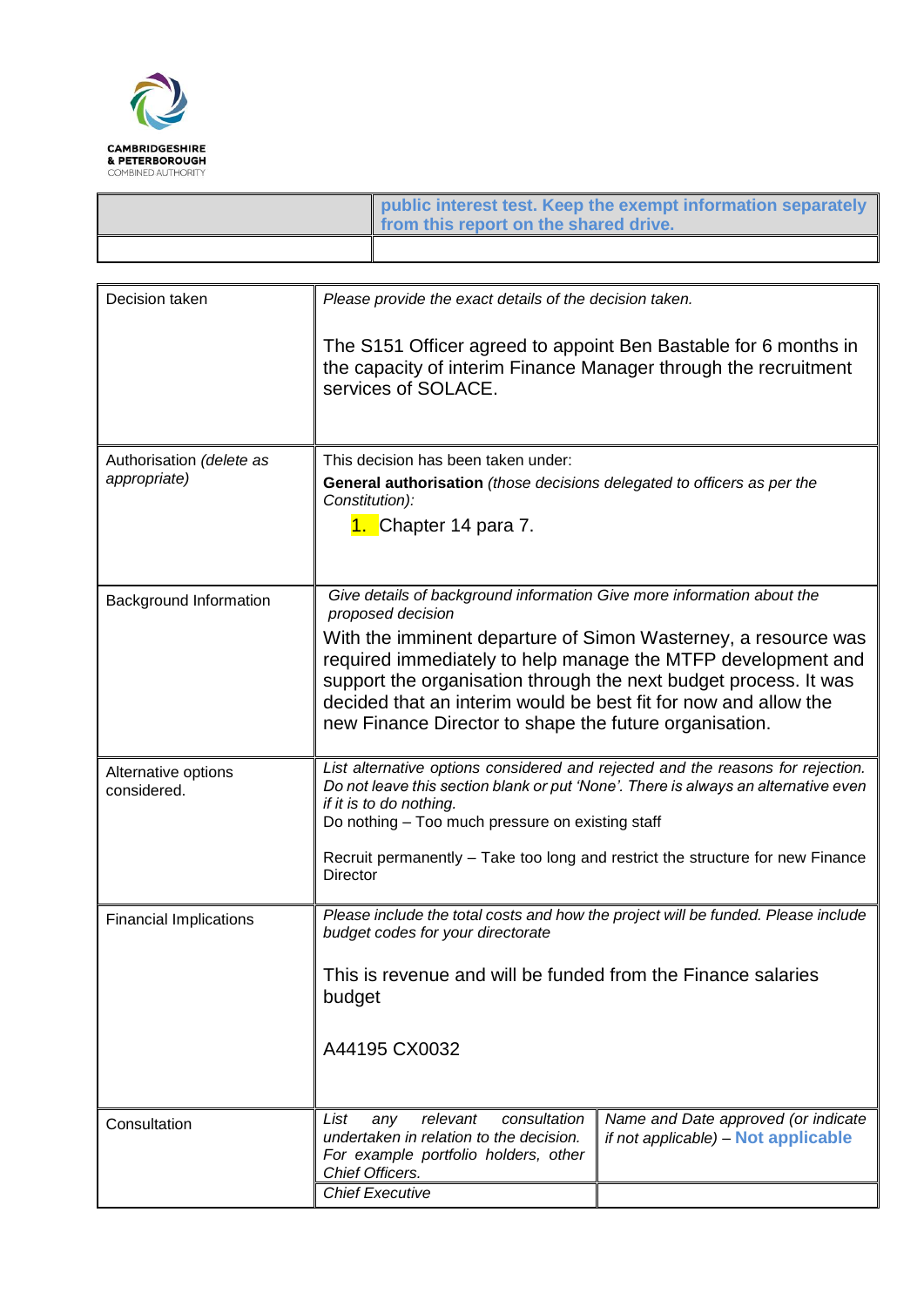CAMBRIDGESHIRE & PETERBOROUGH COMBINED AUTHORITY

| | **public interest test. Keep the exempt information separately from this report on the shared drive.** |
|---|---|
| | |

| | | |
|---|---|---|
| Decision taken | *Please provide the exact details of the decision taken.*<br><br>The S151 Officer agreed to appoint Ben Bastable for 6 months in the capacity of interim Finance Manager through the recruitment services of SOLACE. | |
| Authorisation *(delete as appropriate)* | This decision has been taken under:<br>**General authorisation** *(those decisions delegated to officers as per the Constitution):*<br>1. Chapter 14 para 7. | |
| Background Information | *Give details of background information Give more information about the proposed decision*<br>With the imminent departure of Simon Wasterney, a resource was required immediately to help manage the MTFP development and support the organisation through the next budget process. It was decided that an interim would be best fit for now and allow the new Finance Director to shape the future organisation. | |
| Alternative options considered. | *List alternative options considered and rejected and the reasons for rejection. Do not leave this section blank or put 'None'. There is always an alternative even if it is to do nothing.*<br>Do nothing – Too much pressure on existing staff<br><br>Recruit permanently – Take too long and restrict the structure for new Finance Director | |
| Financial Implications | *Please include the total costs and how the project will be funded. Please include budget codes for your directorate*<br><br>This is revenue and will be funded from the Finance salaries budget<br><br>A44195 CX0032 | |
| Consultation | *List any relevant consultation undertaken in relation to the decision. For example portfolio holders, other Chief Officers.* | *Name and Date approved (or indicate if not applicable) –* **Not applicable** |
| | *Chief Executive* | |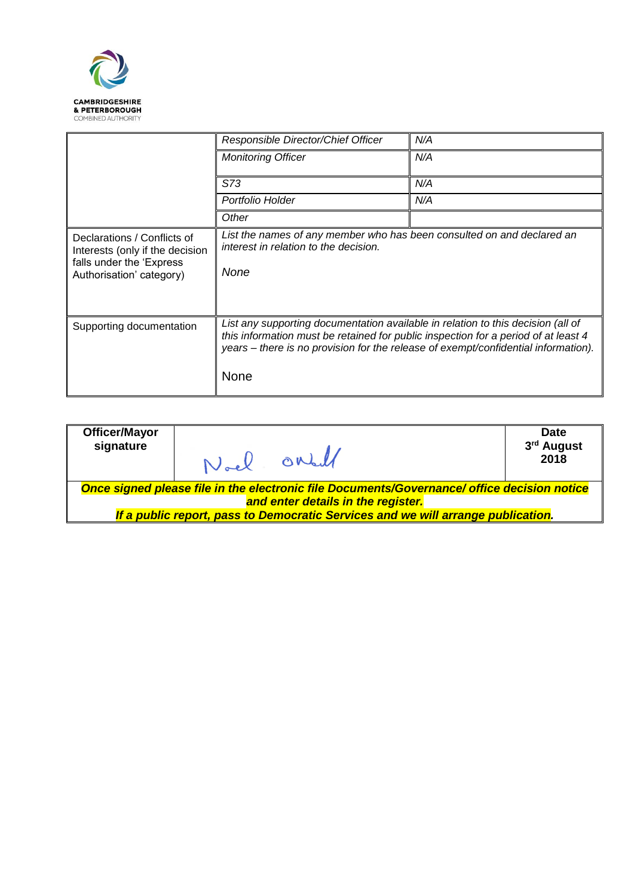CAMBRIDGESHIRE
& PETERBOROUGH
COMBINED AUTHORITY

| | | |
|---|---|---|
| | *Responsible Director/Chief Officer* | *N/A* |
| | *Monitoring Officer* | *N/A* |
| | *S73* | *N/A* |
| | *Portfolio Holder* | *N/A* |
| | *Other* | |
| Declarations / Conflicts of Interests (only if the decision falls under the 'Express Authorisation' category) | *List the names of any member who has been consulted on and declared an interest in relation to the decision.*<br><br>*None* | |
| Supporting documentation | *List any supporting documentation available in relation to this decision (all of this information must be retained for public inspection for a period of at least 4 years – there is no provision for the release of exempt/confidential information).*<br><br>None | |

| **Officer/Mayor signature** | Noel O'Neill | **Date**<br>**3rd August 2018** |
|---|---|---|
| ***Once signed please file in the electronic file Documents/Governance/ office decision notice and enter details in the register.*** | | |
| ***If a public report, pass to Democratic Services and we will arrange publication.*** | | |